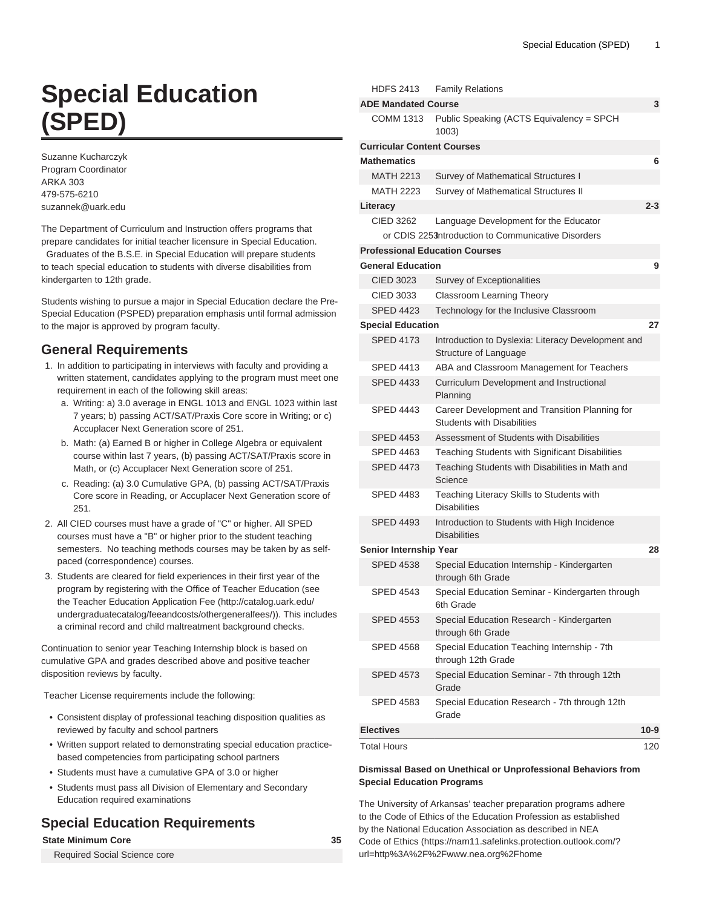# Special Education (SPED)

Suzanne Kucharczyk
Program Coordinator
ARKA 303
479-575-6210
suzannek@uark.edu

The Department of Curriculum and Instruction offers programs that prepare candidates for initial teacher licensure in Special Education. Graduates of the B.S.E. in Special Education will prepare students to teach special education to students with diverse disabilities from kindergarten to 12th grade.

Students wishing to pursue a major in Special Education declare the Pre-Special Education (PSPED) preparation emphasis until formal admission to the major is approved by program faculty.

## General Requirements

1. In addition to participating in interviews with faculty and providing a written statement, candidates applying to the program must meet one requirement in each of the following skill areas:
   a. Writing: a) 3.0 average in ENGL 1013 and ENGL 1023 within last 7 years; b) passing ACT/SAT/Praxis Core score in Writing; or c) Accuplacer Next Generation score of 251.
   b. Math: (a) Earned B or higher in College Algebra or equivalent course within last 7 years, (b) passing ACT/SAT/Praxis score in Math, or (c) Accuplacer Next Generation score of 251.
   c. Reading: (a) 3.0 Cumulative GPA, (b) passing ACT/SAT/Praxis Core score in Reading, or Accuplacer Next Generation score of 251.
2. All CIED courses must have a grade of "C" or higher. All SPED courses must have a "B" or higher prior to the student teaching semesters. No teaching methods courses may be taken by as self-paced (correspondence) courses.
3. Students are cleared for field experiences in their first year of the program by registering with the Office of Teacher Education (see the Teacher Education Application Fee (http://catalog.uark.edu/undergraduatecatalog/feeandcosts/othergeneralfees/)). This includes a criminal record and child maltreatment background checks.

Continuation to senior year Teaching Internship block is based on cumulative GPA and grades described above and positive teacher disposition reviews by faculty.

Teacher License requirements include the following:

- Consistent display of professional teaching disposition qualities as reviewed by faculty and school partners
- Written support related to demonstrating special education practice-based competencies from participating school partners
- Students must have a cumulative GPA of 3.0 or higher
- Students must pass all Division of Elementary and Secondary Education required examinations

## Special Education Requirements

| | | |
|---|---|---|
| **State Minimum Core** | | **35** |
| Required Social Science core | | |
| HDFS 2413 | Family Relations | |
| **ADE Mandated Course** | | **3** |
| COMM 1313 | Public Speaking (ACTS Equivalency = SPCH 1003) | |
| **Curricular Content Courses** | | |
| **Mathematics** | | **6** |
| MATH 2213 | Survey of Mathematical Structures I | |
| MATH 2223 | Survey of Mathematical Structures II | |
| **Literacy** | | **2-3** |
| CIED 3262 | Language Development for the Educator | |
| or CDIS 2253 | Introduction to Communicative Disorders | |
| **Professional Education Courses** | | |
| **General Education** | | **9** |
| CIED 3023 | Survey of Exceptionalities | |
| CIED 3033 | Classroom Learning Theory | |
| SPED 4423 | Technology for the Inclusive Classroom | |
| **Special Education** | | **27** |
| SPED 4173 | Introduction to Dyslexia: Literacy Development and Structure of Language | |
| SPED 4413 | ABA and Classroom Management for Teachers | |
| SPED 4433 | Curriculum Development and Instructional Planning | |
| SPED 4443 | Career Development and Transition Planning for Students with Disabilities | |
| SPED 4453 | Assessment of Students with Disabilities | |
| SPED 4463 | Teaching Students with Significant Disabilities | |
| SPED 4473 | Teaching Students with Disabilities in Math and Science | |
| SPED 4483 | Teaching Literacy Skills to Students with Disabilities | |
| SPED 4493 | Introduction to Students with High Incidence Disabilities | |
| **Senior Internship Year** | | **28** |
| SPED 4538 | Special Education Internship - Kindergarten through 6th Grade | |
| SPED 4543 | Special Education Seminar - Kindergarten through 6th Grade | |
| SPED 4553 | Special Education Research - Kindergarten through 6th Grade | |
| SPED 4568 | Special Education Teaching Internship - 7th through 12th Grade | |
| SPED 4573 | Special Education Seminar - 7th through 12th Grade | |
| SPED 4583 | Special Education Research - 7th through 12th Grade | |
| **Electives** | | **10-9** |
| Total Hours | | 120 |

**Dismissal Based on Unethical or Unprofessional Behaviors from Special Education Programs**

The University of Arkansas' teacher preparation programs adhere to the Code of Ethics of the Education Profession as established by the National Education Association as described in NEA Code of Ethics (https://nam11.safelinks.protection.outlook.com/?url=http%3A%2F%2Fwww.nea.org%2Fhome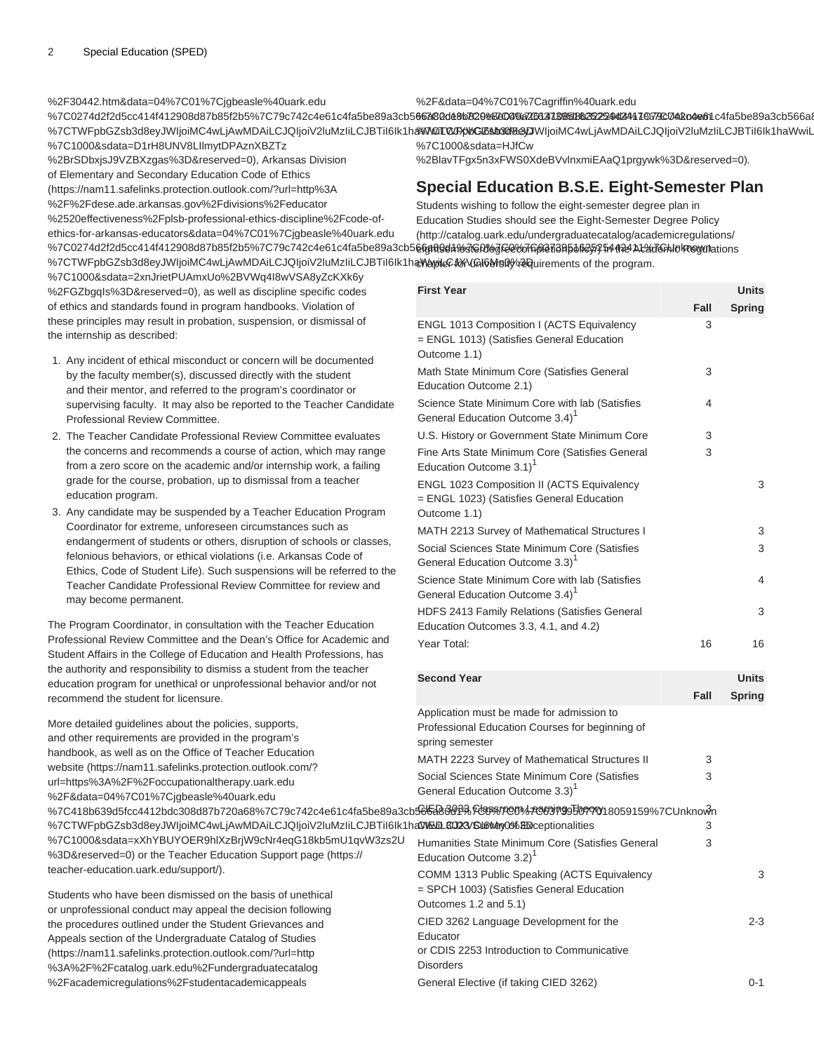%2F30442.htm&data=04%7C01%7Cjgbeasle%40uark.edu %7C0274d2f2d5cc414f412908d87b85f2b5%7C79c742c4e61c4fa5be89a3cb566a80d1%7C0%7C0%7C637389516252544411%7CUnknown %7CTWFpbGZsb3d8eyJWIjoiMC4wLjAwMDAiLCJQIjoiV2luMzIiLCJBTiI6Ik1haWwiLCJXVCI6Mn0%3D %7C1000&sdata=D1rH8UNV8LIlmytDPAznXBZTz %2BrSDbxjsJ9VZBXzgas%3D&reserved=0), Arkansas Division of Elementary and Secondary Education Code of Ethics (https://nam11.safelinks.protection.outlook.com/?url=http%3A %2F%2Fdese.ade.arkansas.gov%2Fdivisions%2Feducator %2520effectiveness%2Fplsb-professional-ethics-discipline%2Fcode-of-ethics-for-arkansas-educators&data=04%7C01%7Cjgbeasle%40uark.edu %7C0274d2f2d5cc414f412908d87b85f2b5%7C79c742c4e61c4fa5be89a3cb566a80d1%7C0%7C0%7C637389516252544411%7CUnknown %7CTWFpbGZsb3d8eyJWIjoiMC4wLjAwMDAiLCJQIjoiV2luMzIiLCJBTiI6Ik1haWwiLCJXVCI6Mn0%3D %7C1000&sdata=2xnJrietPUAmxUo%2BVWq4I8wVSA8yZcKXk6y %2FGZbgqIs%3D&reserved=0), as well as discipline specific codes of ethics and standards found in program handbooks. Violation of these principles may result in probation, suspension, or dismissal of the internship as described:

1. Any incident of ethical misconduct or concern will be documented by the faculty member(s), discussed directly with the student and their mentor, and referred to the program's coordinator or supervising faculty. It may also be reported to the Teacher Candidate Professional Review Committee.
2. The Teacher Candidate Professional Review Committee evaluates the concerns and recommends a course of action, which may range from a zero score on the academic and/or internship work, a failing grade for the course, probation, up to dismissal from a teacher education program.
3. Any candidate may be suspended by a Teacher Education Program Coordinator for extreme, unforeseen circumstances such as endangerment of students or others, disruption of schools or classes, felonious behaviors, or ethical violations (i.e. Arkansas Code of Ethics, Code of Student Life). Such suspensions will be referred to the Teacher Candidate Professional Review Committee for review and may become permanent.

The Program Coordinator, in consultation with the Teacher Education Professional Review Committee and the Dean's Office for Academic and Student Affairs in the College of Education and Health Professions, has the authority and responsibility to dismiss a student from the teacher education program for unethical or unprofessional behavior and/or not recommend the student for licensure.

More detailed guidelines about the policies, supports, and other requirements are provided in the program's handbook, as well as on the Office of Teacher Education website (https://nam11.safelinks.protection.outlook.com/?url=https%3A%2F%2Foccupationaltherapy.uark.edu %2F&data=04%7C01%7Cjgbeasle%40uark.edu %7C418b639d5fcc4412bdc308d87b720a68%7C79c742c4e61c4fa5be89a3cb566a80d1%7C0%7C0%7C637389430018059159%7CUnknown %7CTWFpbGZsb3d8eyJWIjoiMC4wLjAwMDAiLCJQIjoiV2luMzIiLCJBTiI6Ik1haWwiLCJXVCI6Mn0%3D %7C1000&sdata=xXhYBUYOER9hlXzBrjW9cNr4eqG18kb5mU1qvW3zs2U %3D&reserved=0) or the Teacher Education Support page (https://teacher-education.uark.edu/support/).

Students who have been dismissed on the basis of unethical or unprofessional conduct may appeal the decision following the procedures outlined under the Student Grievances and Appeals section of the Undergraduate Catalog of Studies (https://nam11.safelinks.protection.outlook.com/?url=http %3A%2F%2Fcatalog.uark.edu%2Fundergraduatecatalog %2Facademicregulations%2Fstudentacademicappeals %2F&data=04%7C01%7Cagriffin%40uark.edu %7C8b2d4b7b20e6d00a7d3413885b2522d4%7C79c742c4e61c4fa5be89a3cb566a80d1%7C0%7C0%7C637389516252544411%7CUnknown %7CTWFpbGZsb3d8eyJWIjoiMC4wLjAwMDAiLCJQIjoiV2luMzIiLCJBTiI6Ik1haWwiLCJXVCI6Mn0%3D %7C1000&sdata=HJfCw %2BlavTFgx5n3xFWS0XdeBVvlnxmiEAaQ1prgywk%3D&reserved=0).

## Special Education B.S.E. Eight-Semester Plan

Students wishing to follow the eight-semester degree plan in Education Studies should see the Eight-Semester Degree Policy (http://catalog.uark.edu/undergraduatecatalog/academicregulations/eightsemesterdegreecompletionpolicy/) in the Academic Regulations chapter for university requirements of the program.

| First Year | | Units |
|---|---|---|
| | Fall | Spring |
| ENGL 1013 Composition I (ACTS Equivalency = ENGL 1013) (Satisfies General Education Outcome 1.1) | 3 | |
| Math State Minimum Core (Satisfies General Education Outcome 2.1) | 3 | |
| Science State Minimum Core with lab (Satisfies General Education Outcome 3.4)[1] | 4 | |
| U.S. History or Government State Minimum Core | 3 | |
| Fine Arts State Minimum Core (Satisfies General Education Outcome 3.1)[1] | 3 | |
| ENGL 1023 Composition II (ACTS Equivalency = ENGL 1023) (Satisfies General Education Outcome 1.1) | | 3 |
| MATH 2213 Survey of Mathematical Structures I | | 3 |
| Social Sciences State Minimum Core (Satisfies General Education Outcome 3.3)[1] | | 3 |
| Science State Minimum Core with lab (Satisfies General Education Outcome 3.4)[1] | | 4 |
| HDFS 2413 Family Relations (Satisfies General Education Outcomes 3.3, 4.1, and 4.2) | | 3 |
| Year Total: | 16 | 16 |

| Second Year | | Units |
|---|---|---|
| | Fall | Spring |
| Application must be made for admission to Professional Education Courses for beginning of spring semester | | |
| MATH 2223 Survey of Mathematical Structures II | 3 | |
| Social Sciences State Minimum Core (Satisfies General Education Outcome 3.3)[1] | 3 | |
| CIED 3033 Classroom Learning Theory | 3 | |
| CIED 3023 Survey of Exceptionalities | 3 | |
| Humanities State Minimum Core (Satisfies General Education Outcome 3.2)[1] | 3 | |
| COMM 1313 Public Speaking (ACTS Equivalency = SPCH 1003) (Satisfies General Education Outcomes 1.2 and 5.1) | | 3 |
| CIED 3262 Language Development for the Educator<br>or CDIS 2253 Introduction to Communicative Disorders | | 2-3 |
| General Elective (if taking CIED 3262) | | 0-1 |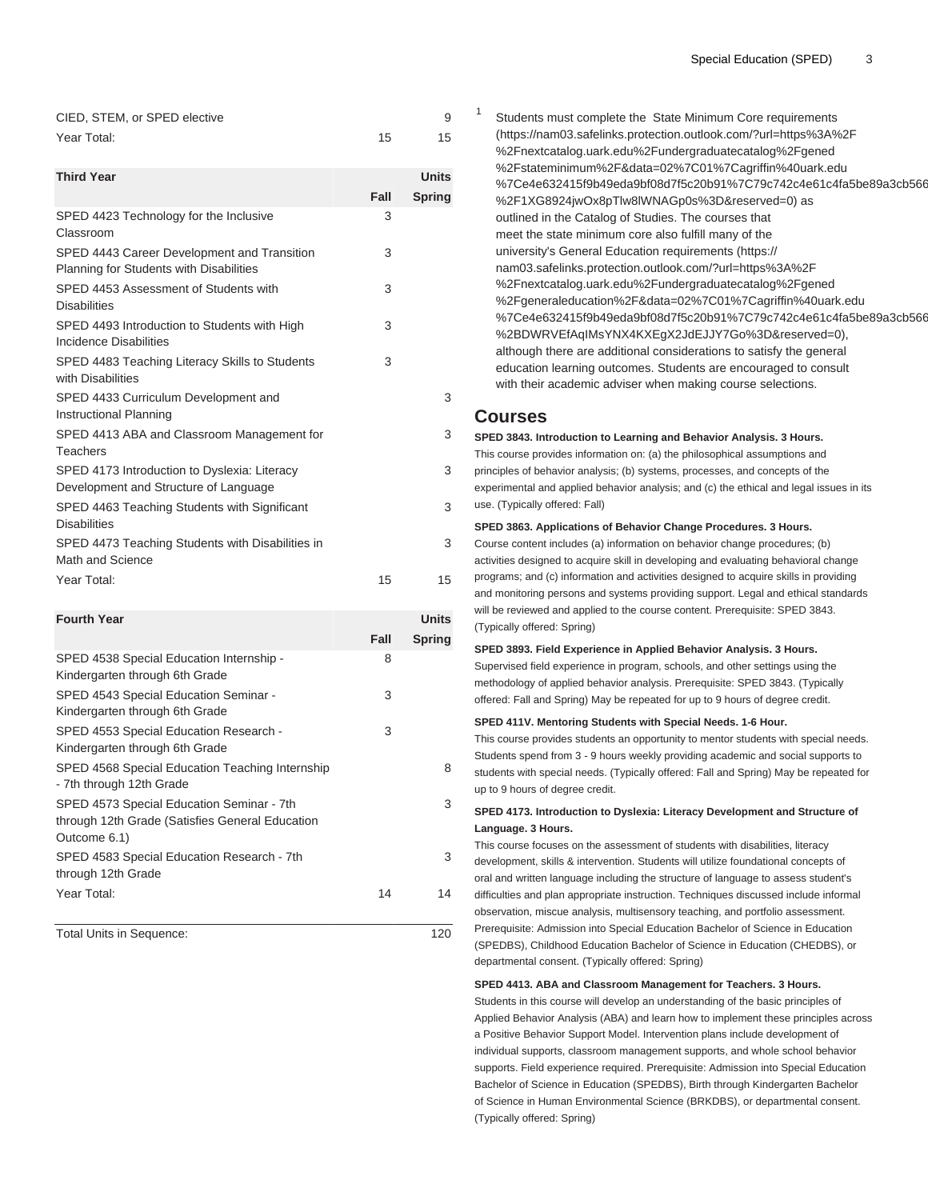| | | |
|---|---|---|
| CIED, STEM, or SPED elective | | 9 |
| Year Total: | 15 | 15 |

| Third Year | | Units |
|---|---|---|
| | Fall | Spring |
| SPED 4423 Technology for the Inclusive Classroom | 3 | |
| SPED 4443 Career Development and Transition Planning for Students with Disabilities | 3 | |
| SPED 4453 Assessment of Students with Disabilities | 3 | |
| SPED 4493 Introduction to Students with High Incidence Disabilities | 3 | |
| SPED 4483 Teaching Literacy Skills to Students with Disabilities | 3 | |
| SPED 4433 Curriculum Development and Instructional Planning | | 3 |
| SPED 4413 ABA and Classroom Management for Teachers | | 3 |
| SPED 4173 Introduction to Dyslexia: Literacy Development and Structure of Language | | 3 |
| SPED 4463 Teaching Students with Significant Disabilities | | 3 |
| SPED 4473 Teaching Students with Disabilities in Math and Science | | 3 |
| Year Total: | 15 | 15 |

| Fourth Year | | Units |
|---|---|---|
| | Fall | Spring |
| SPED 4538 Special Education Internship - Kindergarten through 6th Grade | 8 | |
| SPED 4543 Special Education Seminar - Kindergarten through 6th Grade | 3 | |
| SPED 4553 Special Education Research - Kindergarten through 6th Grade | 3 | |
| SPED 4568 Special Education Teaching Internship - 7th through 12th Grade | | 8 |
| SPED 4573 Special Education Seminar - 7th through 12th Grade (Satisfies General Education Outcome 6.1) | | 3 |
| SPED 4583 Special Education Research - 7th through 12th Grade | | 3 |
| Year Total: | 14 | 14 |

| | |
|---|---|
| Total Units in Sequence: | 120 |

[1] Students must complete the State Minimum Core requirements (https://nam03.safelinks.protection.outlook.com/?url=https%3A%2F%2Fnextcatalog.uark.edu%2Fundergraduatecatalog%2Fgened%2Fstateminimum%2F&data=02%7C01%7Cagriffin%40uark.edu%7Ce4e632415f9b49eda9bf08d7f5c20b91%7C79c742c4e61c4fa5be89a3cb566%2F1XG8924jwOx8pTlw8lWNAGp0s%3D&reserved=0) as outlined in the Catalog of Studies. The courses that meet the state minimum core also fulfill many of the university's General Education requirements (https://nam03.safelinks.protection.outlook.com/?url=https%3A%2F%2Fnextcatalog.uark.edu%2Fundergraduatecatalog%2Fgened%2Fgeneraleducation%2F&data=02%7C01%7Cagriffin%40uark.edu%7Ce4e632415f9b49eda9bf08d7f5c20b91%7C79c742c4e61c4fa5be89a3cb566%2BDWRVEfAqIMsYNX4KXEgX2JdEJJY7Go%3D&reserved=0), although there are additional considerations to satisfy the general education learning outcomes. Students are encouraged to consult with their academic adviser when making course selections.

## Courses

**SPED 3843. Introduction to Learning and Behavior Analysis. 3 Hours.**
This course provides information on: (a) the philosophical assumptions and principles of behavior analysis; (b) systems, processes, and concepts of the experimental and applied behavior analysis; and (c) the ethical and legal issues in its use. (Typically offered: Fall)

**SPED 3863. Applications of Behavior Change Procedures. 3 Hours.**
Course content includes (a) information on behavior change procedures; (b) activities designed to acquire skill in developing and evaluating behavioral change programs; and (c) information and activities designed to acquire skills in providing and monitoring persons and systems providing support. Legal and ethical standards will be reviewed and applied to the course content. Prerequisite: SPED 3843. (Typically offered: Spring)

**SPED 3893. Field Experience in Applied Behavior Analysis. 3 Hours.**
Supervised field experience in program, schools, and other settings using the methodology of applied behavior analysis. Prerequisite: SPED 3843. (Typically offered: Fall and Spring) May be repeated for up to 9 hours of degree credit.

**SPED 411V. Mentoring Students with Special Needs. 1-6 Hour.**
This course provides students an opportunity to mentor students with special needs. Students spend from 3 - 9 hours weekly providing academic and social supports to students with special needs. (Typically offered: Fall and Spring) May be repeated for up to 9 hours of degree credit.

**SPED 4173. Introduction to Dyslexia: Literacy Development and Structure of Language. 3 Hours.**
This course focuses on the assessment of students with disabilities, literacy development, skills & intervention. Students will utilize foundational concepts of oral and written language including the structure of language to assess student's difficulties and plan appropriate instruction. Techniques discussed include informal observation, miscue analysis, multisensory teaching, and portfolio assessment. Prerequisite: Admission into Special Education Bachelor of Science in Education (SPEDBS), Childhood Education Bachelor of Science in Education (CHEDBS), or departmental consent. (Typically offered: Spring)

**SPED 4413. ABA and Classroom Management for Teachers. 3 Hours.**
Students in this course will develop an understanding of the basic principles of Applied Behavior Analysis (ABA) and learn how to implement these principles across a Positive Behavior Support Model. Intervention plans include development of individual supports, classroom management supports, and whole school behavior supports. Field experience required. Prerequisite: Admission into Special Education Bachelor of Science in Education (SPEDBS), Birth through Kindergarten Bachelor of Science in Human Environmental Science (BRKDBS), or departmental consent. (Typically offered: Spring)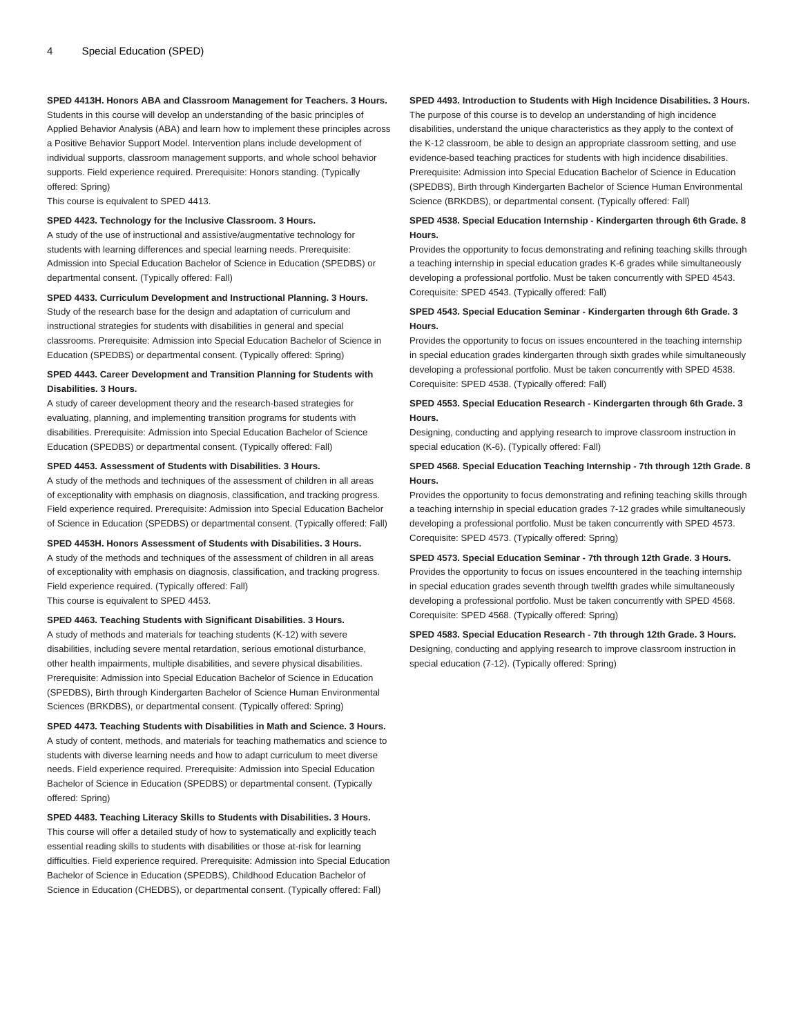**SPED 4413H. Honors ABA and Classroom Management for Teachers. 3 Hours.**
Students in this course will develop an understanding of the basic principles of Applied Behavior Analysis (ABA) and learn how to implement these principles across a Positive Behavior Support Model. Intervention plans include development of individual supports, classroom management supports, and whole school behavior supports. Field experience required. Prerequisite: Honors standing. (Typically offered: Spring)
This course is equivalent to SPED 4413.

**SPED 4423. Technology for the Inclusive Classroom. 3 Hours.**
A study of the use of instructional and assistive/augmentative technology for students with learning differences and special learning needs. Prerequisite: Admission into Special Education Bachelor of Science in Education (SPEDBS) or departmental consent. (Typically offered: Fall)

**SPED 4433. Curriculum Development and Instructional Planning. 3 Hours.**
Study of the research base for the design and adaptation of curriculum and instructional strategies for students with disabilities in general and special classrooms. Prerequisite: Admission into Special Education Bachelor of Science in Education (SPEDBS) or departmental consent. (Typically offered: Spring)

**SPED 4443. Career Development and Transition Planning for Students with Disabilities. 3 Hours.**
A study of career development theory and the research-based strategies for evaluating, planning, and implementing transition programs for students with disabilities. Prerequisite: Admission into Special Education Bachelor of Science Education (SPEDBS) or departmental consent. (Typically offered: Fall)

**SPED 4453. Assessment of Students with Disabilities. 3 Hours.**
A study of the methods and techniques of the assessment of children in all areas of exceptionality with emphasis on diagnosis, classification, and tracking progress. Field experience required. Prerequisite: Admission into Special Education Bachelor of Science in Education (SPEDBS) or departmental consent. (Typically offered: Fall)

**SPED 4453H. Honors Assessment of Students with Disabilities. 3 Hours.**
A study of the methods and techniques of the assessment of children in all areas of exceptionality with emphasis on diagnosis, classification, and tracking progress. Field experience required. (Typically offered: Fall)
This course is equivalent to SPED 4453.

**SPED 4463. Teaching Students with Significant Disabilities. 3 Hours.**
A study of methods and materials for teaching students (K-12) with severe disabilities, including severe mental retardation, serious emotional disturbance, other health impairments, multiple disabilities, and severe physical disabilities. Prerequisite: Admission into Special Education Bachelor of Science in Education (SPEDBS), Birth through Kindergarten Bachelor of Science Human Environmental Sciences (BRKDBS), or departmental consent. (Typically offered: Spring)

**SPED 4473. Teaching Students with Disabilities in Math and Science. 3 Hours.**
A study of content, methods, and materials for teaching mathematics and science to students with diverse learning needs and how to adapt curriculum to meet diverse needs. Field experience required. Prerequisite: Admission into Special Education Bachelor of Science in Education (SPEDBS) or departmental consent. (Typically offered: Spring)

**SPED 4483. Teaching Literacy Skills to Students with Disabilities. 3 Hours.**
This course will offer a detailed study of how to systematically and explicitly teach essential reading skills to students with disabilities or those at-risk for learning difficulties. Field experience required. Prerequisite: Admission into Special Education Bachelor of Science in Education (SPEDBS), Childhood Education Bachelor of Science in Education (CHEDBS), or departmental consent. (Typically offered: Fall)

**SPED 4493. Introduction to Students with High Incidence Disabilities. 3 Hours.**
The purpose of this course is to develop an understanding of high incidence disabilities, understand the unique characteristics as they apply to the context of the K-12 classroom, be able to design an appropriate classroom setting, and use evidence-based teaching practices for students with high incidence disabilities. Prerequisite: Admission into Special Education Bachelor of Science in Education (SPEDBS), Birth through Kindergarten Bachelor of Science Human Environmental Science (BRKDBS), or departmental consent. (Typically offered: Fall)

**SPED 4538. Special Education Internship - Kindergarten through 6th Grade. 8 Hours.**
Provides the opportunity to focus demonstrating and refining teaching skills through a teaching internship in special education grades K-6 grades while simultaneously developing a professional portfolio. Must be taken concurrently with SPED 4543. Corequisite: SPED 4543. (Typically offered: Fall)

**SPED 4543. Special Education Seminar - Kindergarten through 6th Grade. 3 Hours.**
Provides the opportunity to focus on issues encountered in the teaching internship in special education grades kindergarten through sixth grades while simultaneously developing a professional portfolio. Must be taken concurrently with SPED 4538. Corequisite: SPED 4538. (Typically offered: Fall)

**SPED 4553. Special Education Research - Kindergarten through 6th Grade. 3 Hours.**
Designing, conducting and applying research to improve classroom instruction in special education (K-6). (Typically offered: Fall)

**SPED 4568. Special Education Teaching Internship - 7th through 12th Grade. 8 Hours.**
Provides the opportunity to focus demonstrating and refining teaching skills through a teaching internship in special education grades 7-12 grades while simultaneously developing a professional portfolio. Must be taken concurrently with SPED 4573. Corequisite: SPED 4573. (Typically offered: Spring)

**SPED 4573. Special Education Seminar - 7th through 12th Grade. 3 Hours.**
Provides the opportunity to focus on issues encountered in the teaching internship in special education grades seventh through twelfth grades while simultaneously developing a professional portfolio. Must be taken concurrently with SPED 4568. Corequisite: SPED 4568. (Typically offered: Spring)

**SPED 4583. Special Education Research - 7th through 12th Grade. 3 Hours.**
Designing, conducting and applying research to improve classroom instruction in special education (7-12). (Typically offered: Spring)